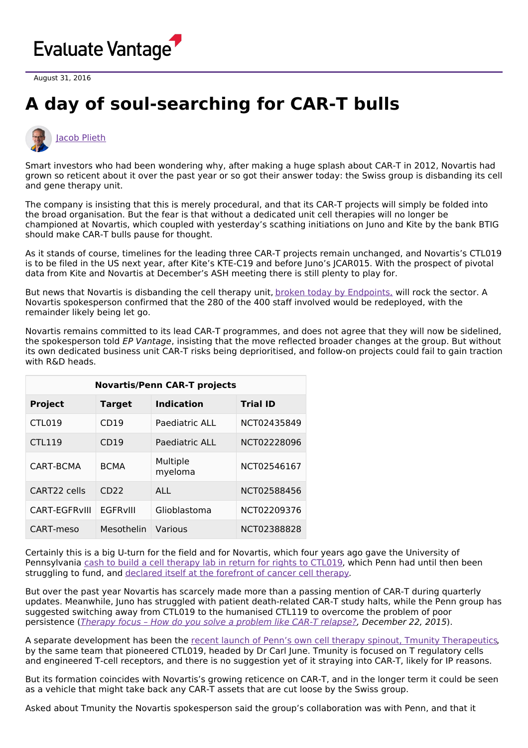Evaluate Vantage

August 31, 2016

# A day of soul-searching for CAR-T bulls

Jacob Plieth

Smart investors who had been wondering why, after making a huge splash about CAR-T in 2012, Novartis had grown so reticent about it over the past year or so got their answer today: the Swiss group is disbanding its cell and gene therapy unit.

The company is insisting that this is merely procedural, and that its CAR-T projects will simply be folded into the broad organisation. But the fear is that without a dedicated unit cell therapies will no longer be championed at Novartis, which coupled with yesterday's scathing initiations on Juno and Kite by the bank BTIG should make CAR-T bulls pause for thought.

As it stands of course, timelines for the leading three CAR-T projects remain unchanged, and Novartis's CTL019 is to be filed in the US next year, after Kite's KTE-C19 and before Juno's JCAR015. With the prospect of pivotal data from Kite and Novartis at December's ASH meeting there is still plenty to play for.

But news that Novartis is disbanding the cell therapy unit, broken today by Endpoints, will rock the sector. A Novartis spokesperson confirmed that the 280 of the 400 staff involved would be redeployed, with the remainder likely being let go.

Novartis remains committed to its lead CAR-T programmes, and does not agree that they will now be sidelined, the spokesperson told *EP Vantage*, insisting that the move reflected broader changes at the group. But without its own dedicated business unit CAR-T risks being deprioritised, and follow-on projects could fail to gain traction with R&D heads.

| Novartis/Penn CAR-T projects | | | |
|---|---|---|---|
| **Project** | **Target** | **Indication** | **Trial ID** |
| CTL019 | CD19 | Paediatric ALL | NCT02435849 |
| CTL119 | CD19 | Paediatric ALL | NCT02228096 |
| CART-BCMA | BCMA | Multiple myeloma | NCT02546167 |
| CART22 cells | CD22 | ALL | NCT02588456 |
| CART-EGFRvIII | EGFRvIII | Glioblastoma | NCT02209376 |
| CART-meso | Mesothelin | Various | NCT02388828 |

Certainly this is a big U-turn for the field and for Novartis, which four years ago gave the University of Pennsylvania cash to build a cell therapy lab in return for rights to CTL019, which Penn had until then been struggling to fund, and declared itself at the forefront of cancer cell therapy.

But over the past year Novartis has scarcely made more than a passing mention of CAR-T during quarterly updates. Meanwhile, Juno has struggled with patient death-related CAR-T study halts, while the Penn group has suggested switching away from CTL019 to the humanised CTL119 to overcome the problem of poor persistence (*Therapy focus – How do you solve a problem like CAR-T relapse?, December 22, 2015*).

A separate development has been the recent launch of Penn's own cell therapy spinout, Tmunity Therapeutics, by the same team that pioneered CTL019, headed by Dr Carl June. Tmunity is focused on T regulatory cells and engineered T-cell receptors, and there is no suggestion yet of it straying into CAR-T, likely for IP reasons.

But its formation coincides with Novartis's growing reticence on CAR-T, and in the longer term it could be seen as a vehicle that might take back any CAR-T assets that are cut loose by the Swiss group.

Asked about Tmunity the Novartis spokesperson said the group's collaboration was with Penn, and that it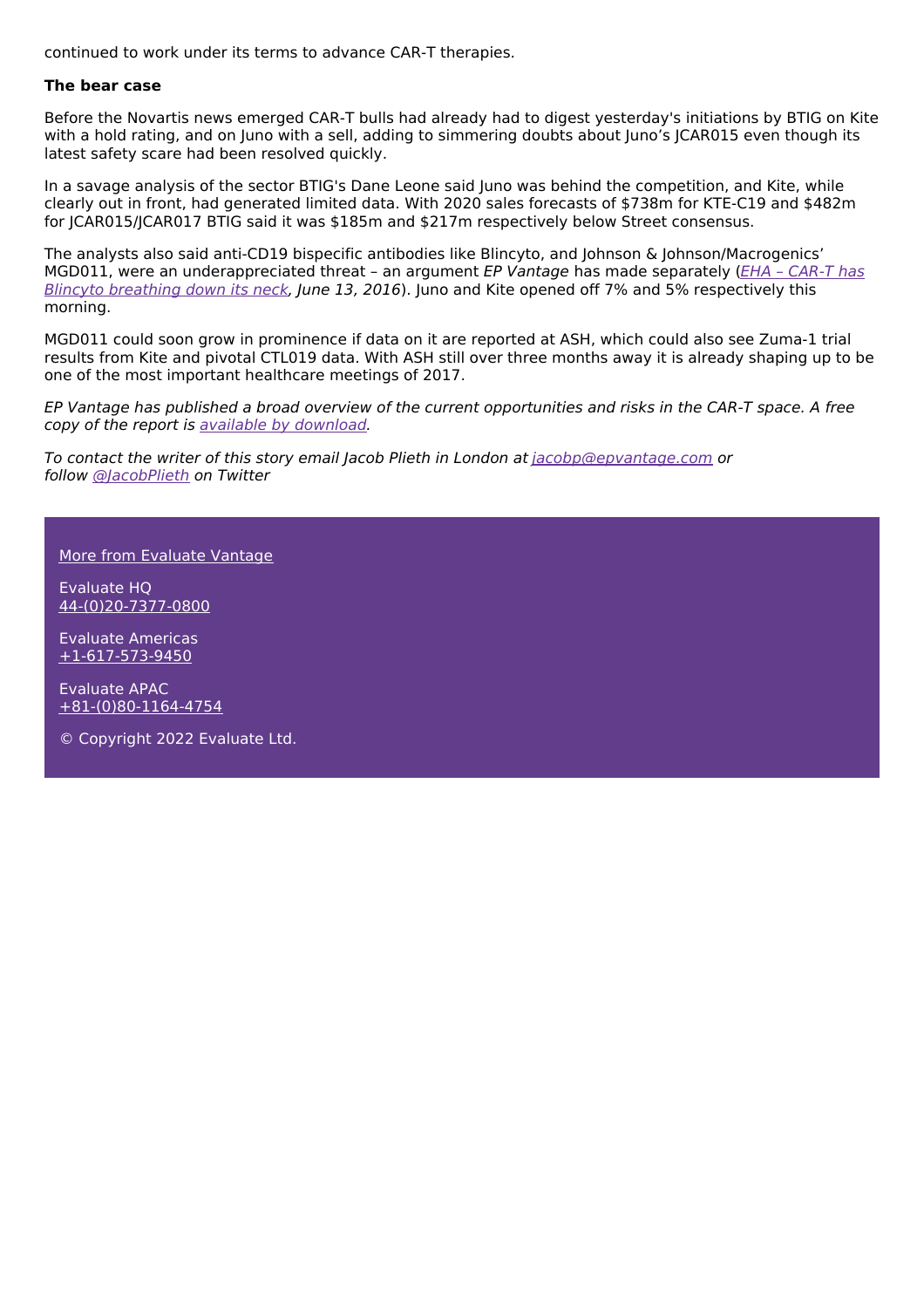continued to work under its terms to advance CAR-T therapies.

**The bear case**

Before the Novartis news emerged CAR-T bulls had already had to digest yesterday's initiations by BTIG on Kite with a hold rating, and on Juno with a sell, adding to simmering doubts about Juno's JCAR015 even though its latest safety scare had been resolved quickly.

In a savage analysis of the sector BTIG's Dane Leone said Juno was behind the competition, and Kite, while clearly out in front, had generated limited data. With 2020 sales forecasts of $738m for KTE-C19 and $482m for JCAR015/JCAR017 BTIG said it was $185m and $217m respectively below Street consensus.

The analysts also said anti-CD19 bispecific antibodies like Blincyto, and Johnson & Johnson/Macrogenics' MGD011, were an underappreciated threat – an argument *EP Vantage* has made separately (*[EHA – CAR-T has Blincyto breathing down its neck](), June 13, 2016*). Juno and Kite opened off 7% and 5% respectively this morning.

MGD011 could soon grow in prominence if data on it are reported at ASH, which could also see Zuma-1 trial results from Kite and pivotal CTL019 data. With ASH still over three months away it is already shaping up to be one of the most important healthcare meetings of 2017.

*EP Vantage has published a broad overview of the current opportunities and risks in the CAR-T space. A free copy of the report is [available by download]().*

*To contact the writer of this story email Jacob Plieth in London at [jacobp@epvantage.com]() or follow [@JacobPlieth]() on Twitter*

[More from Evaluate Vantage]()

Evaluate HQ
44-(0)20-7377-0800

Evaluate Americas
+1-617-573-9450

Evaluate APAC
+81-(0)80-1164-4754

© Copyright 2022 Evaluate Ltd.